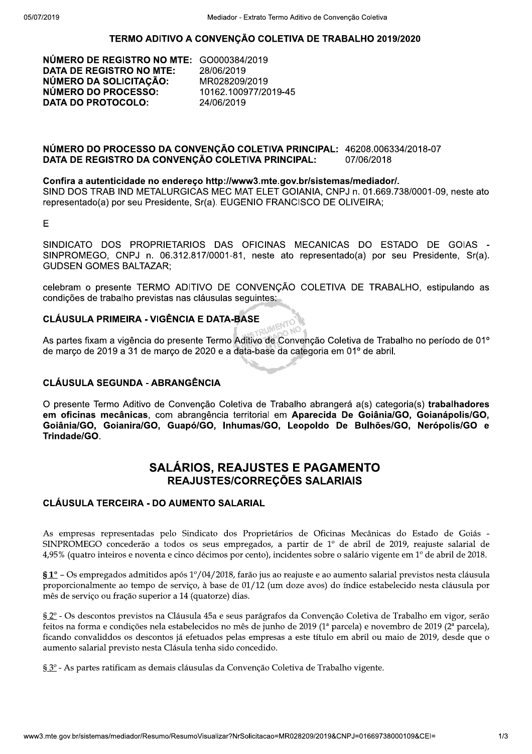# TERMO ADITIVO A CONVENÇÃO COLETIVA DE TRABALHO 2019/2020

**NÚMERO DE REGISTRO NO MTE:** GO000384/2019
**DATA DE REGISTRO NO MTE:** 28/06/2019
**NÚMERO DA SOLICITAÇÃO:** MR028209/2019
**NÚMERO DO PROCESSO:** 10162.100977/2019-45
**DATA DO PROTOCOLO:** 24/06/2019

**NÚMERO DO PROCESSO DA CONVENÇÃO COLETIVA PRINCIPAL:** 46208.006334/2018-07
**DATA DE REGISTRO DA CONVENÇÃO COLETIVA PRINCIPAL:** 07/06/2018

**Confira a autenticidade no endereço http://www3.mte.gov.br/sistemas/mediador/.**
SIND DOS TRAB IND METALURGICAS MEC MAT ELET GOIANIA, CNPJ n. 01.669.738/0001-09, neste ato representado(a) por seu Presidente, Sr(a). EUGENIO FRANCISCO DE OLIVEIRA;

E

SINDICATO DOS PROPRIETARIOS DAS OFICINAS MECANICAS DO ESTADO DE GOIAS - SINPROMEGO, CNPJ n. 06.312.817/0001-81, neste ato representado(a) por seu Presidente, Sr(a). GUDSEN GOMES BALTAZAR;

celebram o presente TERMO ADITIVO DE CONVENÇÃO COLETIVA DE TRABALHO, estipulando as condições de trabalho previstas nas cláusulas seguintes:

### CLÁUSULA PRIMEIRA - VIGÊNCIA E DATA-BASE

As partes fixam a vigência do presente Termo Aditivo de Convenção Coletiva de Trabalho no período de 01º de março de 2019 a 31 de março de 2020 e a data-base da categoria em 01º de abril.

### CLÁUSULA SEGUNDA - ABRANGÊNCIA

O presente Termo Aditivo de Convenção Coletiva de Trabalho abrangerá a(s) categoria(s) **trabalhadores em oficinas mecânicas**, com abrangência territorial em **Aparecida De Goiânia/GO, Goianápolis/GO, Goiânia/GO, Goianira/GO, Guapó/GO, Inhumas/GO, Leopoldo De Bulhões/GO, Nerópolis/GO e Trindade/GO**.

## SALÁRIOS, REAJUSTES E PAGAMENTO
## REAJUSTES/CORREÇÕES SALARIAIS

### CLÁUSULA TERCEIRA - DO AUMENTO SALARIAL

As empresas representadas pelo Sindicato dos Proprietários de Oficinas Mecânicas do Estado de Goiás - SINPROMEGO concederão a todos os seus empregados, a partir de 1º de abril de 2019, reajuste salarial de 4,95% (quatro inteiros e noventa e cinco décimos por cento), incidentes sobre o salário vigente em 1º de abril de 2018.

**§ 1º** – Os empregados admitidos após 1º/04/2018, farão jus ao reajuste e ao aumento salarial previstos nesta cláusula proporcionalmente ao tempo de serviço, à base de 01/12 (um doze avos) do índice estabelecido nesta cláusula por mês de serviço ou fração superior a 14 (quatorze) dias.

§ 2º - Os descontos previstos na Cláusula 45a e seus parágrafos da Convenção Coletiva de Trabalho em vigor, serão feitos na forma e condições nela estabelecidos no mês de junho de 2019 (1ª parcela) e novembro de 2019 (2ª parcela), ficando convaliddos os descontos já efetuados pelas empresas a este título em abril ou maio de 2019, desde que o aumento salarial previsto nesta Clásula tenha sido concedido.

§ 3º - As partes ratificam as demais cláusulas da Convenção Coletiva de Trabalho vigente.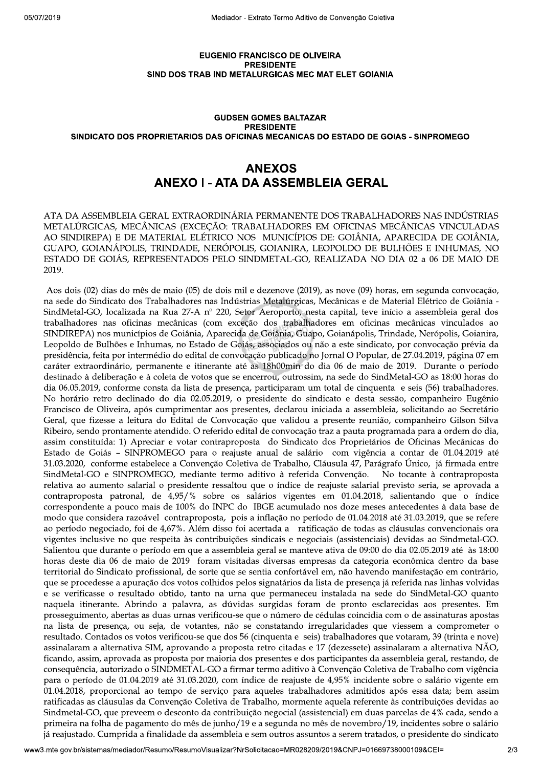**EUGENIO FRANCISCO DE OLIVEIRA**
**PRESIDENTE**
**SIND DOS TRAB IND METALURGICAS MEC MAT ELET GOIANIA**

**GUDSEN GOMES BALTAZAR**
**PRESIDENTE**
**SINDICATO DOS PROPRIETARIOS DAS OFICINAS MECANICAS DO ESTADO DE GOIAS - SINPROMEGO**

# ANEXOS
## ANEXO I - ATA DA ASSEMBLEIA GERAL

ATA DA ASSEMBLEIA GERAL EXTRAORDINÁRIA PERMANENTE DOS TRABALHADORES NAS INDÚSTRIAS METALÚRGICAS, MECÂNICAS (EXCEÇÃO: TRABALHADORES EM OFICINAS MECÂNICAS VINCULADAS AO SINDIREPA) E DE MATERIAL ELÉTRICO NOS MUNICÍPIOS DE: GOIÂNIA, APARECIDA DE GOIÂNIA, GUAPO, GOIANÁPOLIS, TRINDADE, NERÓPOLIS, GOIANIRA, LEOPOLDO DE BULHÕES E INHUMAS, NO ESTADO DE GOIÁS, REPRESENTADOS PELO SINDMETAL-GO, REALIZADA NO DIA 02 a 06 DE MAIO DE 2019.

Aos dois (02) dias do mês de maio (05) de dois mil e dezenove (2019), as nove (09) horas, em segunda convocação, na sede do Sindicato dos Trabalhadores nas Indústrias Metalúrgicas, Mecânicas e de Material Elétrico de Goiânia - SindMetal-GO, localizada na Rua 27-A nº 220, Setor Aeroporto, nesta capital, teve início a assembleia geral dos trabalhadores nas oficinas mecânicas (com exceção dos trabalhadores em oficinas mecânicas vinculados ao SINDIREPA) nos municípios de Goiânia, Aparecida de Goiânia, Guapo, Goianápolis, Trindade, Nerópolis, Goianira, Leopoldo de Bulhões e Inhumas, no Estado de Goiás, associados ou não a este sindicato, por convocação prévia da presidência, feita por intermédio do edital de convocação publicado no Jornal O Popular, de 27.04.2019, página 07 em caráter extraordinário, permanente e itinerante até as 18h00min do dia 06 de maio de 2019. Durante o período destinado à deliberação e à coleta de votos que se encerrou, outrossim, na sede do SindMetal-GO as 18:00 horas do dia 06.05.2019, conforme consta da lista de presença, participaram um total de cinquenta e seis (56) trabalhadores. No horário retro declinado do dia 02.05.2019, o presidente do sindicato e desta sessão, companheiro Eugênio Francisco de Oliveira, após cumprimentar aos presentes, declarou iniciada a assembleia, solicitando ao Secretário Geral, que fizesse a leitura do Edital de Convocação que validou a presente reunião, companheiro Gilson Silva Ribeiro, sendo prontamente atendido. O referido edital de convocação traz a pauta programada para a ordem do dia, assim constituída: 1) Apreciar e votar contraproposta do Sindicato dos Proprietários de Oficinas Mecânicas do Estado de Goiás – SINPROMEGO para o reajuste anual de salário com vigência a contar de 01.04.2019 até 31.03.2020, conforme estabelece a Convenção Coletiva de Trabalho, Cláusula 47, Parágrafo Único, já firmada entre SindMetal-GO e SINPROMEGO, mediante termo aditivo à referida Convenção. No tocante à contraproposta relativa ao aumento salarial o presidente ressaltou que o índice de reajuste salarial previsto seria, se aprovada a contraproposta patronal, de 4,95/% sobre os salários vigentes em 01.04.2018, salientando que o índice correspondente a pouco mais de 100% do INPC do IBGE acumulado nos doze meses antecedentes à data base de modo que considera razoável contraproposta, pois a inflação no período de 01.04.2018 até 31.03.2019, que se refere ao período negociado, foi de 4,67%. Além disso foi acertada a ratificação de todas as cláusulas convencionais ora vigentes inclusive no que respeita às contribuições sindicais e negociais (assistenciais) devidas ao Sindmetal-GO. Salientou que durante o período em que a assembleia geral se manteve ativa de 09:00 do dia 02.05.2019 até às 18:00 horas deste dia 06 de maio de 2019 foram visitadas diversas empresas da categoria econômica dentro da base territorial do Sindicato profissional, de sorte que se sentia confortável em, não havendo manifestação em contrário, que se procedesse a apuração dos votos colhidos pelos signatários da lista de presença já referida nas linhas volvidas e se verificasse o resultado obtido, tanto na urna que permaneceu instalada na sede do SindMetal-GO quanto naquela itinerante. Abrindo a palavra, as dúvidas surgidas foram de pronto esclarecidas aos presentes. Em prosseguimento, abertas as duas urnas verificou-se que o número de cédulas coincidia com o de assinaturas apostas na lista de presença, ou seja, de votantes, não se constatando irregularidades que viessem a comprometer o resultado. Contados os votos verificou-se que dos 56 (cinquenta e seis) trabalhadores que votaram, 39 (trinta e nove) assinalaram a alternativa SIM, aprovando a proposta retro citadas e 17 (dezessete) assinalaram a alternativa NÃO, ficando, assim, aprovada as proposta por maioria dos presentes e dos participantes da assembleia geral, restando, de consequência, autorizado o SINDMETAL-GO a firmar termo aditivo à Convenção Coletiva de Trabalho com vigência para o período de 01.04.2019 até 31.03.2020, com índice de reajuste de 4,95% incidente sobre o salário vigente em 01.04.2018, proporcional ao tempo de serviço para aqueles trabalhadores admitidos após essa data; bem assim ratificadas as cláusulas da Convenção Coletiva de Trabalho, mormente aquela referente às contribuições devidas ao Sindmetal-GO, que preveem o desconto da contribuição negocial (assistencial) em duas parcelas de 4% cada, sendo a primeira na folha de pagamento do mês de junho/19 e a segunda no mês de novembro/19, incidentes sobre o salário já reajustado. Cumprida a finalidade da assembleia e sem outros assuntos a serem tratados, o presidente do sindicato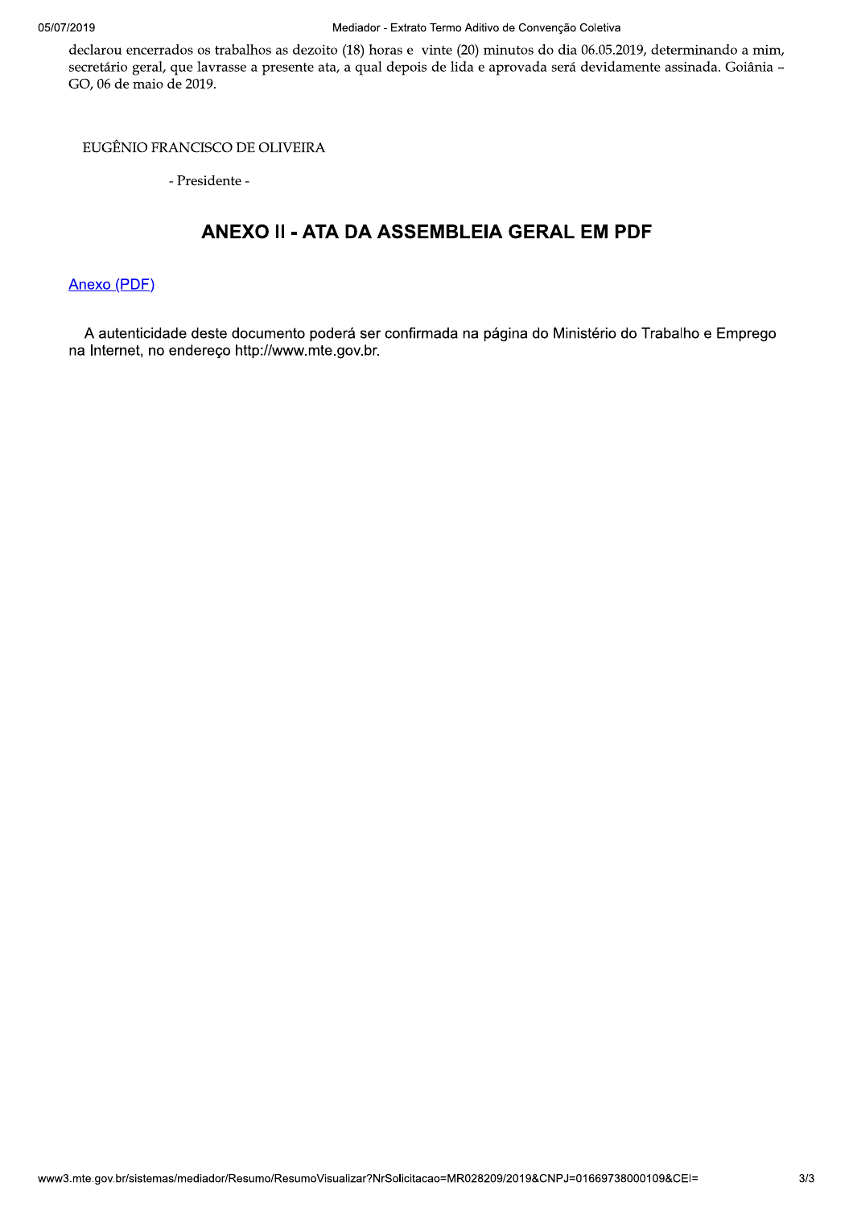declarou encerrados os trabalhos as dezoito (18) horas e vinte (20) minutos do dia 06.05.2019, determinando a mim, secretário geral, que lavrasse a presente ata, a qual depois de lida e aprovada será devidamente assinada. Goiânia – GO, 06 de maio de 2019.

EUGÊNIO FRANCISCO DE OLIVEIRA

- Presidente -

## ANEXO II - ATA DA ASSEMBLEIA GERAL EM PDF

Anexo (PDF)

A autenticidade deste documento poderá ser confirmada na página do Ministério do Trabalho e Emprego na Internet, no endereço http://www.mte.gov.br.